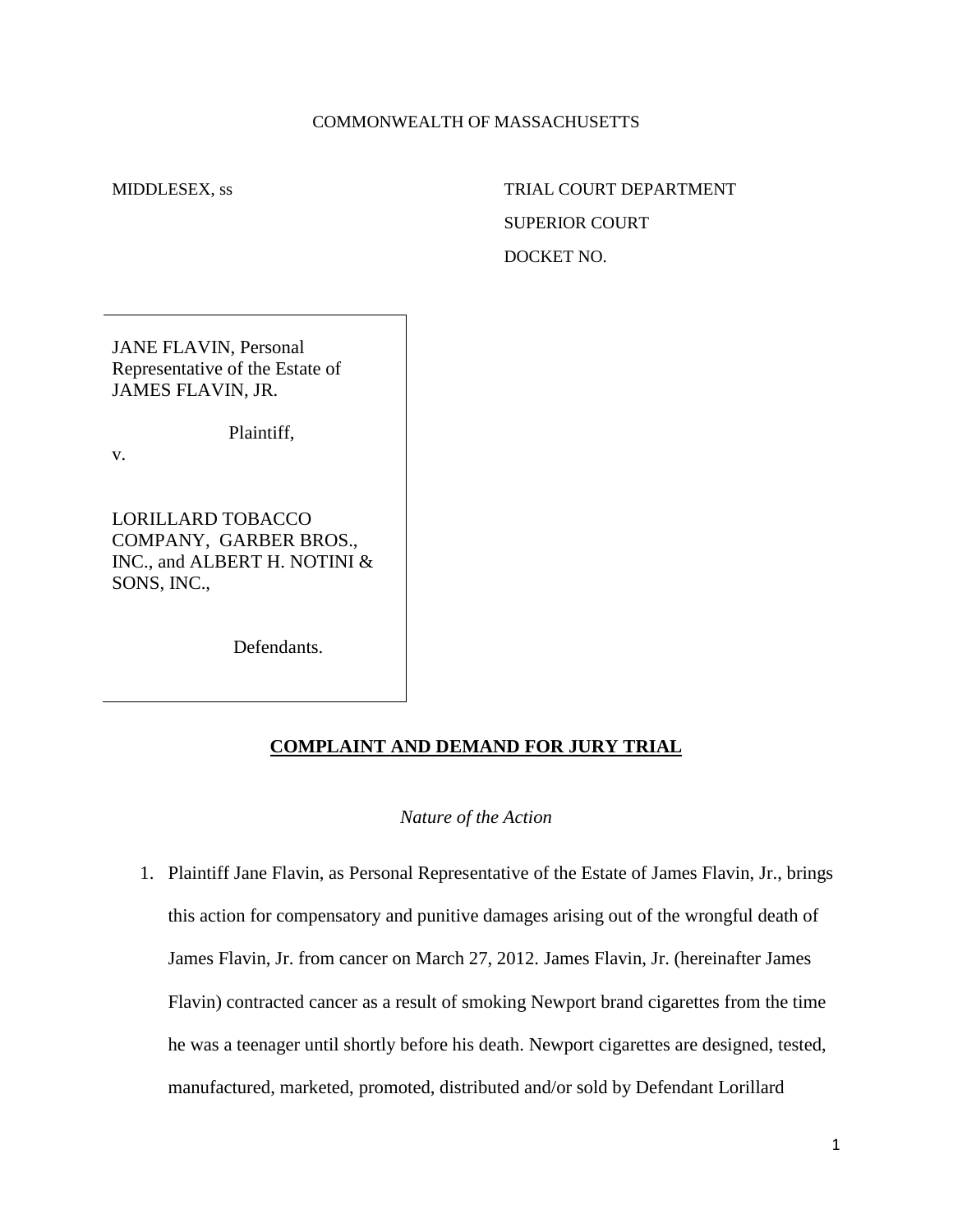COMMONWEALTH OF MASSACHUSETTS

MIDDLESEX, ss

TRIAL COURT DEPARTMENT
SUPERIOR COURT
DOCKET NO.

JANE FLAVIN, Personal Representative of the Estate of JAMES FLAVIN, JR.

Plaintiff,

v.

LORILLARD TOBACCO COMPANY, GARBER BROS., INC., and ALBERT H. NOTINI & SONS, INC.,

Defendants.

## **COMPLAINT AND DEMAND FOR JURY TRIAL**

*Nature of the Action*

1. Plaintiff Jane Flavin, as Personal Representative of the Estate of James Flavin, Jr., brings this action for compensatory and punitive damages arising out of the wrongful death of James Flavin, Jr. from cancer on March 27, 2012. James Flavin, Jr. (hereinafter James Flavin) contracted cancer as a result of smoking Newport brand cigarettes from the time he was a teenager until shortly before his death. Newport cigarettes are designed, tested, manufactured, marketed, promoted, distributed and/or sold by Defendant Lorillard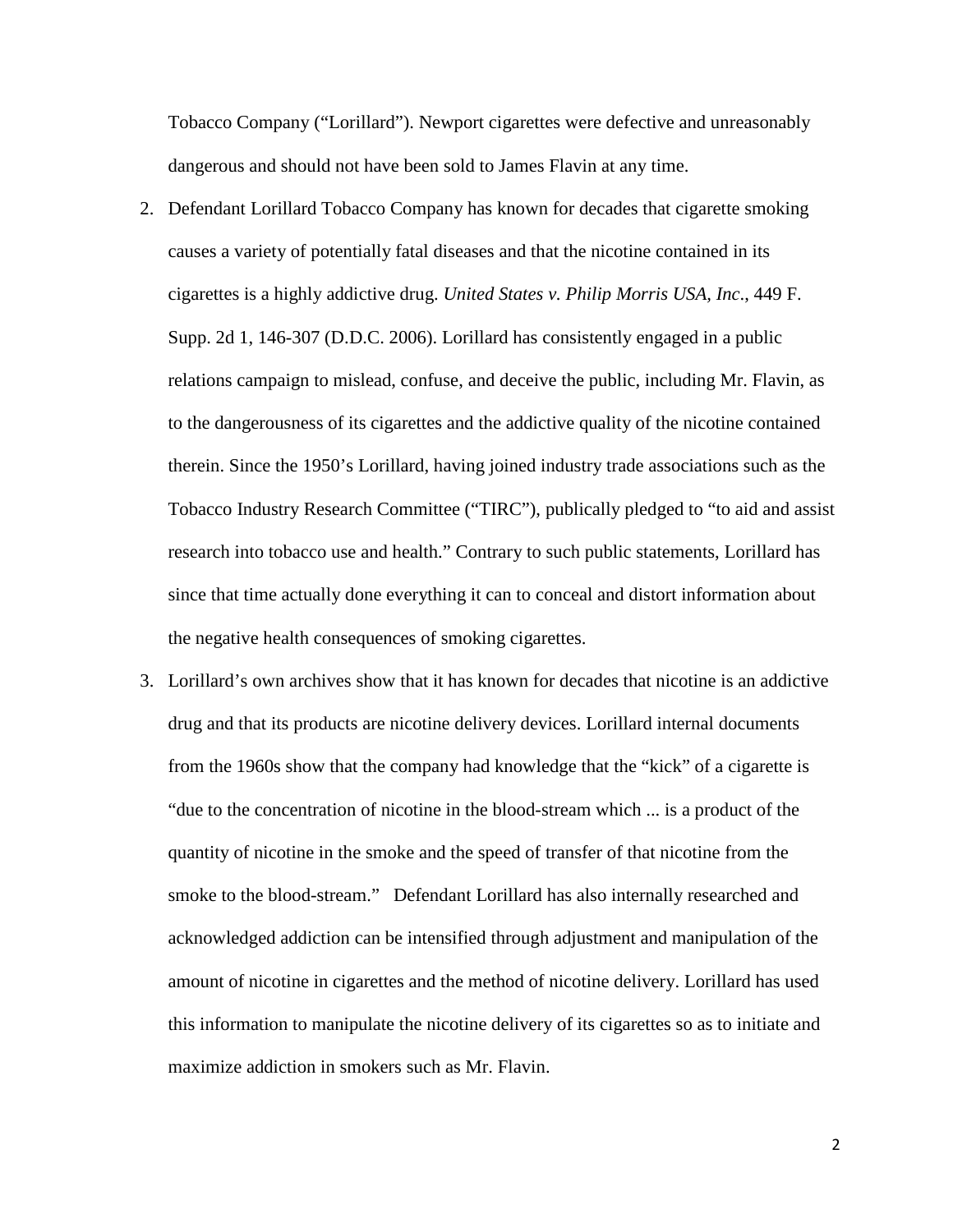Tobacco Company ("Lorillard"). Newport cigarettes were defective and unreasonably dangerous and should not have been sold to James Flavin at any time.

2. Defendant Lorillard Tobacco Company has known for decades that cigarette smoking causes a variety of potentially fatal diseases and that the nicotine contained in its cigarettes is a highly addictive drug. *United States v. Philip Morris USA, Inc*., 449 F. Supp. 2d 1, 146-307 (D.D.C. 2006). Lorillard has consistently engaged in a public relations campaign to mislead, confuse, and deceive the public, including Mr. Flavin, as to the dangerousness of its cigarettes and the addictive quality of the nicotine contained therein. Since the 1950's Lorillard, having joined industry trade associations such as the Tobacco Industry Research Committee ("TIRC"), publically pledged to "to aid and assist research into tobacco use and health." Contrary to such public statements, Lorillard has since that time actually done everything it can to conceal and distort information about the negative health consequences of smoking cigarettes.

3. Lorillard's own archives show that it has known for decades that nicotine is an addictive drug and that its products are nicotine delivery devices. Lorillard internal documents from the 1960s show that the company had knowledge that the "kick" of a cigarette is "due to the concentration of nicotine in the blood-stream which ... is a product of the quantity of nicotine in the smoke and the speed of transfer of that nicotine from the smoke to the blood-stream." Defendant Lorillard has also internally researched and acknowledged addiction can be intensified through adjustment and manipulation of the amount of nicotine in cigarettes and the method of nicotine delivery. Lorillard has used this information to manipulate the nicotine delivery of its cigarettes so as to initiate and maximize addiction in smokers such as Mr. Flavin.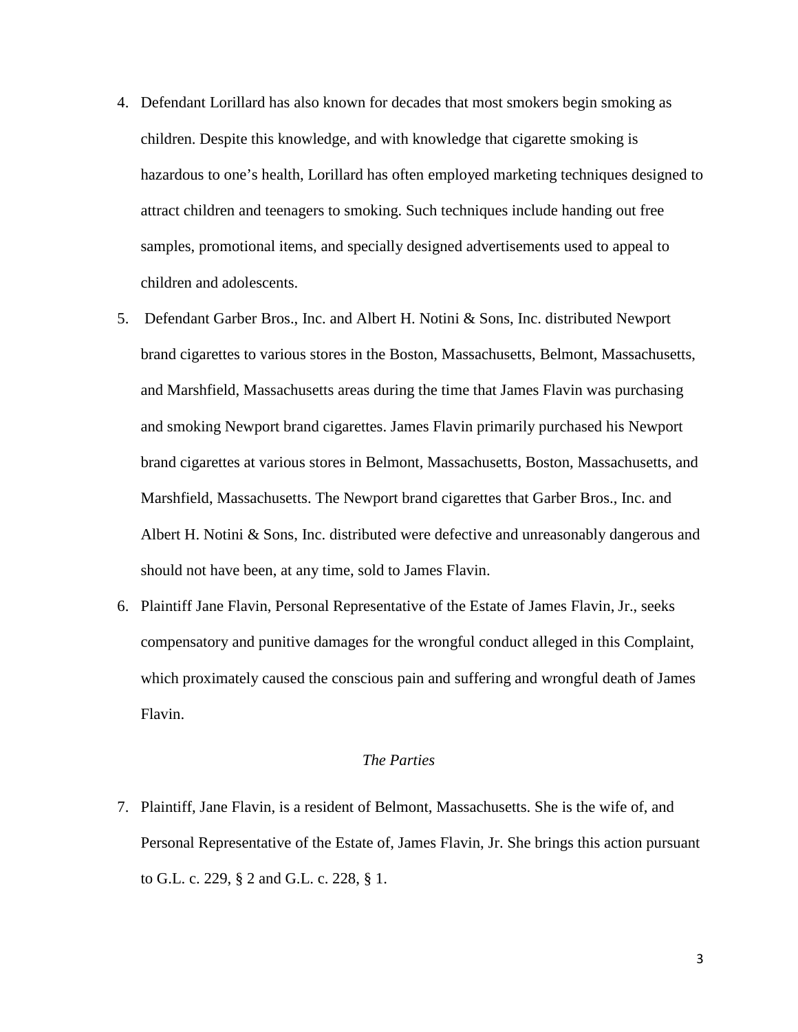4. Defendant Lorillard has also known for decades that most smokers begin smoking as children. Despite this knowledge, and with knowledge that cigarette smoking is hazardous to one's health, Lorillard has often employed marketing techniques designed to attract children and teenagers to smoking. Such techniques include handing out free samples, promotional items, and specially designed advertisements used to appeal to children and adolescents.

5. Defendant Garber Bros., Inc. and Albert H. Notini & Sons, Inc. distributed Newport brand cigarettes to various stores in the Boston, Massachusetts, Belmont, Massachusetts, and Marshfield, Massachusetts areas during the time that James Flavin was purchasing and smoking Newport brand cigarettes. James Flavin primarily purchased his Newport brand cigarettes at various stores in Belmont, Massachusetts, Boston, Massachusetts, and Marshfield, Massachusetts. The Newport brand cigarettes that Garber Bros., Inc. and Albert H. Notini & Sons, Inc. distributed were defective and unreasonably dangerous and should not have been, at any time, sold to James Flavin.

6. Plaintiff Jane Flavin, Personal Representative of the Estate of James Flavin, Jr., seeks compensatory and punitive damages for the wrongful conduct alleged in this Complaint, which proximately caused the conscious pain and suffering and wrongful death of James Flavin.

*The Parties*

7. Plaintiff, Jane Flavin, is a resident of Belmont, Massachusetts. She is the wife of, and Personal Representative of the Estate of, James Flavin, Jr. She brings this action pursuant to G.L. c. 229, § 2 and G.L. c. 228, § 1.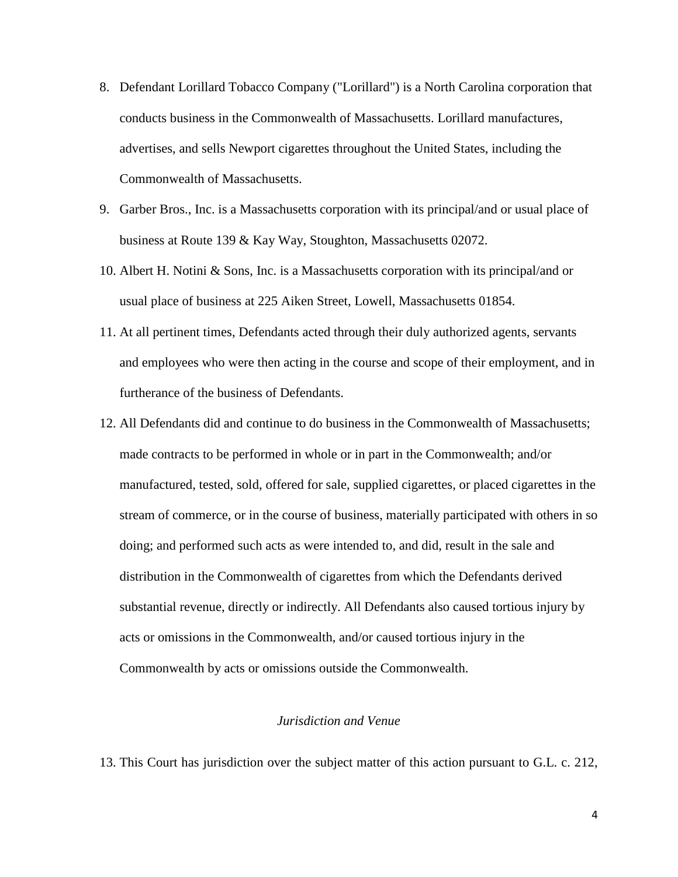8. Defendant Lorillard Tobacco Company ("Lorillard") is a North Carolina corporation that conducts business in the Commonwealth of Massachusetts. Lorillard manufactures, advertises, and sells Newport cigarettes throughout the United States, including the Commonwealth of Massachusetts.
9. Garber Bros., Inc. is a Massachusetts corporation with its principal/and or usual place of business at Route 139 & Kay Way, Stoughton, Massachusetts 02072.
10. Albert H. Notini & Sons, Inc. is a Massachusetts corporation with its principal/and or usual place of business at 225 Aiken Street, Lowell, Massachusetts 01854.
11. At all pertinent times, Defendants acted through their duly authorized agents, servants and employees who were then acting in the course and scope of their employment, and in furtherance of the business of Defendants.
12. All Defendants did and continue to do business in the Commonwealth of Massachusetts; made contracts to be performed in whole or in part in the Commonwealth; and/or manufactured, tested, sold, offered for sale, supplied cigarettes, or placed cigarettes in the stream of commerce, or in the course of business, materially participated with others in so doing; and performed such acts as were intended to, and did, result in the sale and distribution in the Commonwealth of cigarettes from which the Defendants derived substantial revenue, directly or indirectly. All Defendants also caused tortious injury by acts or omissions in the Commonwealth, and/or caused tortious injury in the Commonwealth by acts or omissions outside the Commonwealth.

*Jurisdiction and Venue*

13. This Court has jurisdiction over the subject matter of this action pursuant to G.L. c. 212,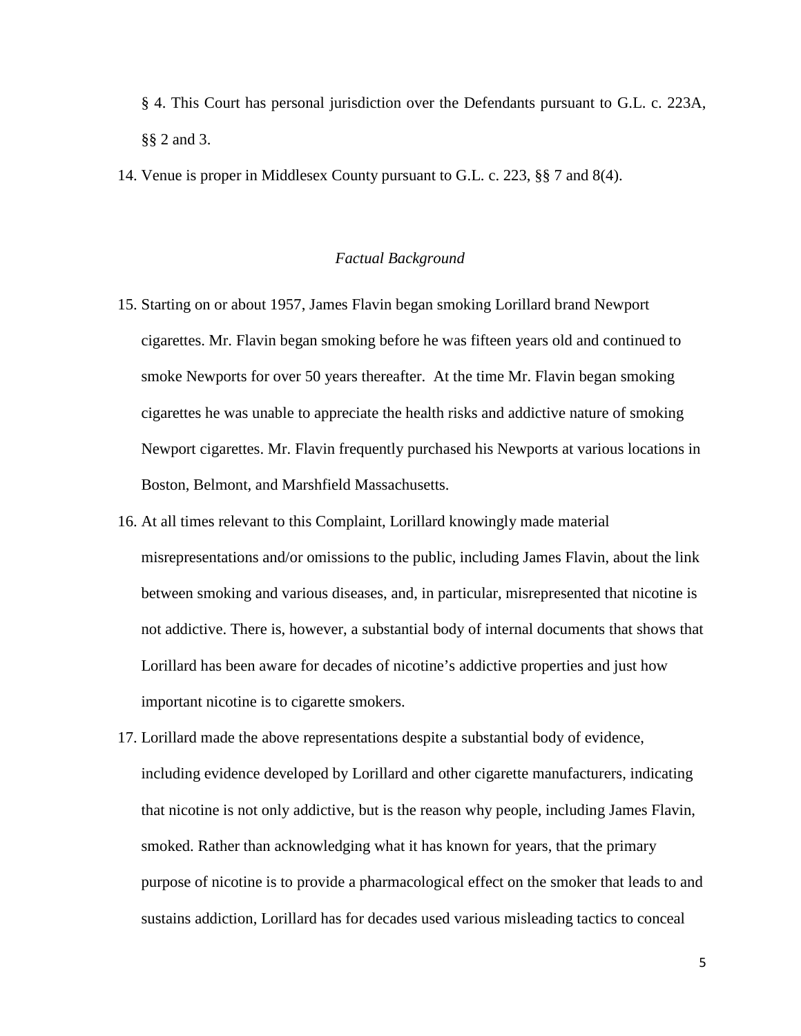§ 4. This Court has personal jurisdiction over the Defendants pursuant to G.L. c. 223A, §§ 2 and 3.

14. Venue is proper in Middlesex County pursuant to G.L. c. 223, §§ 7 and 8(4).

*Factual Background*

15. Starting on or about 1957, James Flavin began smoking Lorillard brand Newport cigarettes. Mr. Flavin began smoking before he was fifteen years old and continued to smoke Newports for over 50 years thereafter. At the time Mr. Flavin began smoking cigarettes he was unable to appreciate the health risks and addictive nature of smoking Newport cigarettes. Mr. Flavin frequently purchased his Newports at various locations in Boston, Belmont, and Marshfield Massachusetts.

16. At all times relevant to this Complaint, Lorillard knowingly made material misrepresentations and/or omissions to the public, including James Flavin, about the link between smoking and various diseases, and, in particular, misrepresented that nicotine is not addictive. There is, however, a substantial body of internal documents that shows that Lorillard has been aware for decades of nicotine's addictive properties and just how important nicotine is to cigarette smokers.

17. Lorillard made the above representations despite a substantial body of evidence, including evidence developed by Lorillard and other cigarette manufacturers, indicating that nicotine is not only addictive, but is the reason why people, including James Flavin, smoked. Rather than acknowledging what it has known for years, that the primary purpose of nicotine is to provide a pharmacological effect on the smoker that leads to and sustains addiction, Lorillard has for decades used various misleading tactics to conceal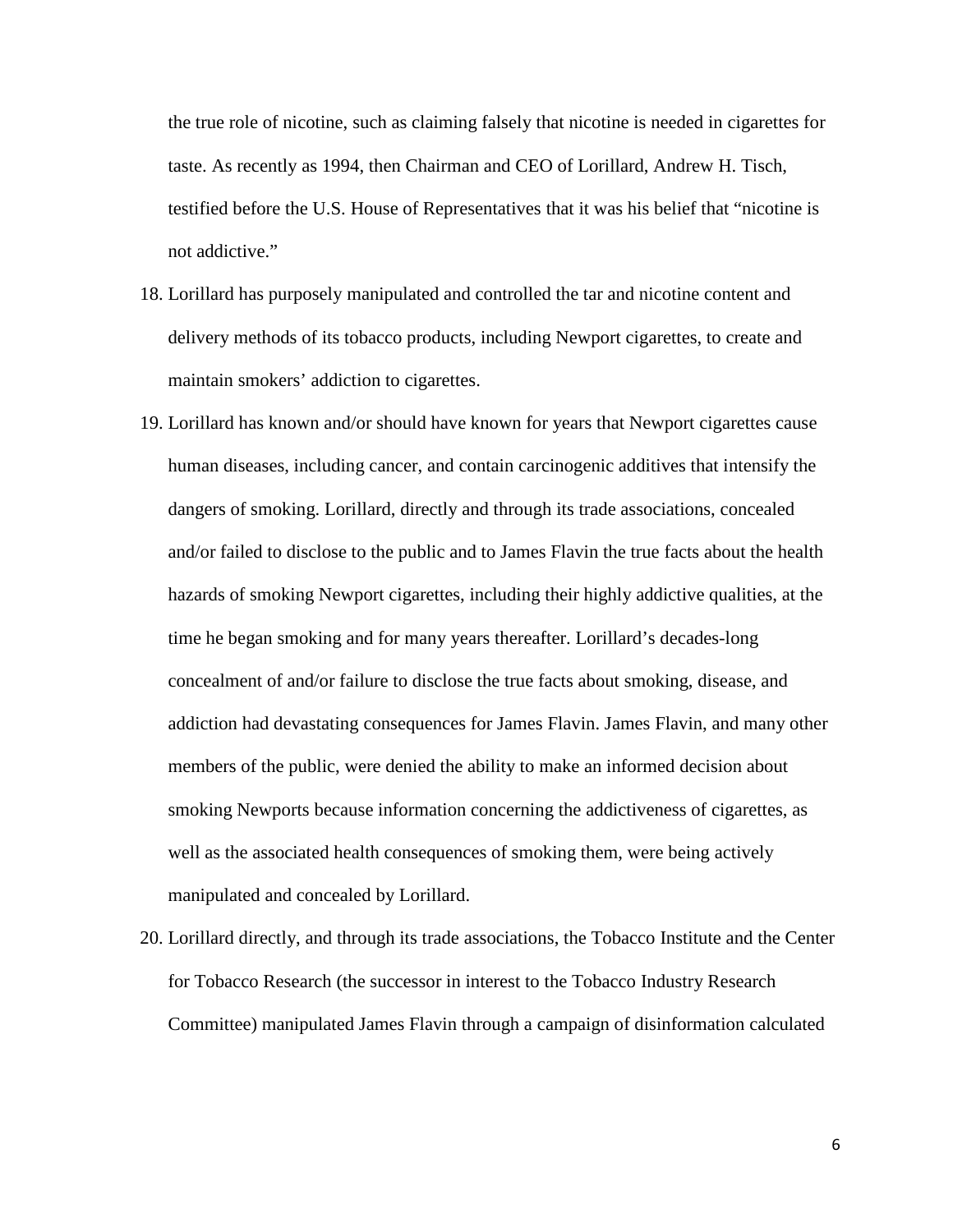the true role of nicotine, such as claiming falsely that nicotine is needed in cigarettes for taste. As recently as 1994, then Chairman and CEO of Lorillard, Andrew H. Tisch, testified before the U.S. House of Representatives that it was his belief that "nicotine is not addictive."

18. Lorillard has purposely manipulated and controlled the tar and nicotine content and delivery methods of its tobacco products, including Newport cigarettes, to create and maintain smokers' addiction to cigarettes.

19. Lorillard has known and/or should have known for years that Newport cigarettes cause human diseases, including cancer, and contain carcinogenic additives that intensify the dangers of smoking. Lorillard, directly and through its trade associations, concealed and/or failed to disclose to the public and to James Flavin the true facts about the health hazards of smoking Newport cigarettes, including their highly addictive qualities, at the time he began smoking and for many years thereafter. Lorillard's decades-long concealment of and/or failure to disclose the true facts about smoking, disease, and addiction had devastating consequences for James Flavin. James Flavin, and many other members of the public, were denied the ability to make an informed decision about smoking Newports because information concerning the addictiveness of cigarettes, as well as the associated health consequences of smoking them, were being actively manipulated and concealed by Lorillard.

20. Lorillard directly, and through its trade associations, the Tobacco Institute and the Center for Tobacco Research (the successor in interest to the Tobacco Industry Research Committee) manipulated James Flavin through a campaign of disinformation calculated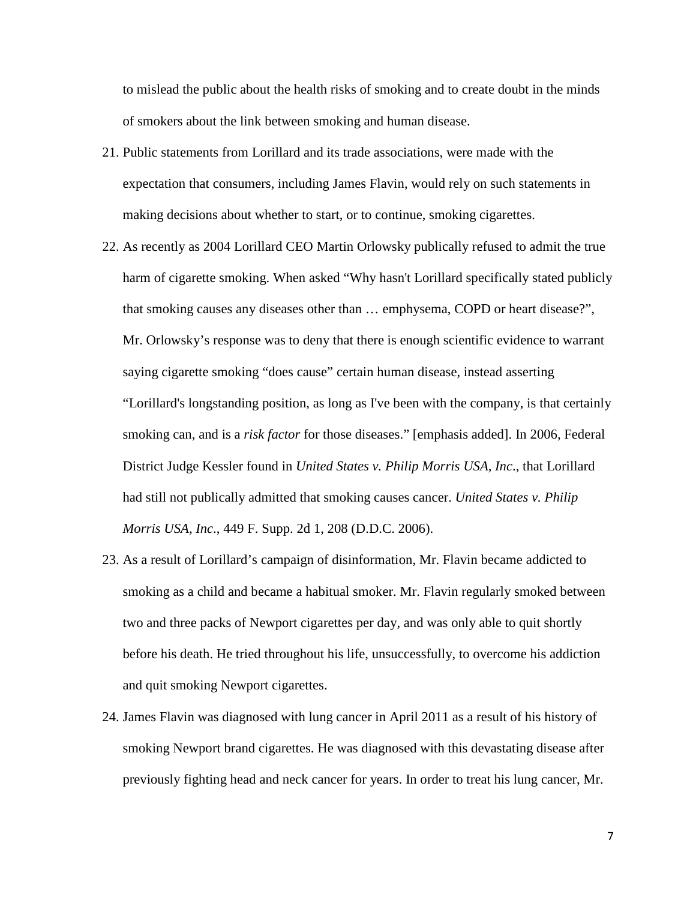to mislead the public about the health risks of smoking and to create doubt in the minds of smokers about the link between smoking and human disease.

21. Public statements from Lorillard and its trade associations, were made with the expectation that consumers, including James Flavin, would rely on such statements in making decisions about whether to start, or to continue, smoking cigarettes.

22. As recently as 2004 Lorillard CEO Martin Orlowsky publically refused to admit the true harm of cigarette smoking. When asked "Why hasn't Lorillard specifically stated publicly that smoking causes any diseases other than … emphysema, COPD or heart disease?", Mr. Orlowsky's response was to deny that there is enough scientific evidence to warrant saying cigarette smoking "does cause" certain human disease, instead asserting "Lorillard's longstanding position, as long as I've been with the company, is that certainly smoking can, and is a *risk factor* for those diseases." [emphasis added]. In 2006, Federal District Judge Kessler found in *United States v. Philip Morris USA, Inc*., that Lorillard had still not publically admitted that smoking causes cancer. *United States v. Philip Morris USA, Inc*., 449 F. Supp. 2d 1, 208 (D.D.C. 2006).

23. As a result of Lorillard's campaign of disinformation, Mr. Flavin became addicted to smoking as a child and became a habitual smoker. Mr. Flavin regularly smoked between two and three packs of Newport cigarettes per day, and was only able to quit shortly before his death. He tried throughout his life, unsuccessfully, to overcome his addiction and quit smoking Newport cigarettes.

24. James Flavin was diagnosed with lung cancer in April 2011 as a result of his history of smoking Newport brand cigarettes. He was diagnosed with this devastating disease after previously fighting head and neck cancer for years. In order to treat his lung cancer, Mr.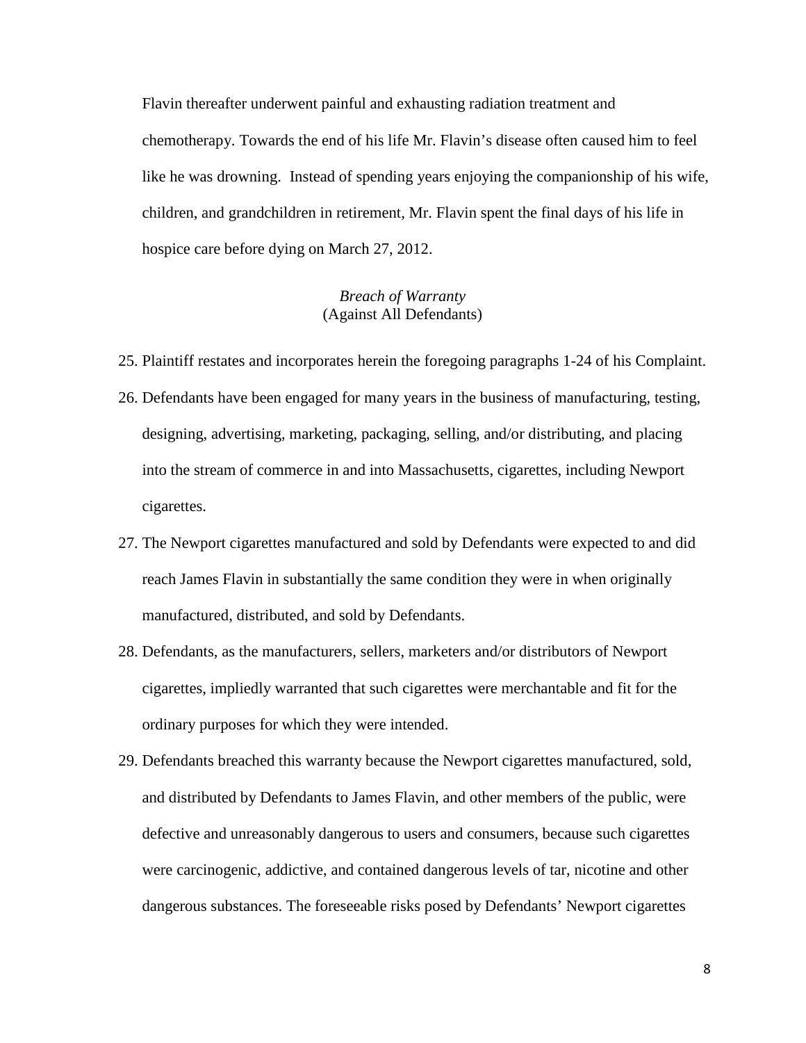Flavin thereafter underwent painful and exhausting radiation treatment and chemotherapy. Towards the end of his life Mr. Flavin's disease often caused him to feel like he was drowning. Instead of spending years enjoying the companionship of his wife, children, and grandchildren in retirement, Mr. Flavin spent the final days of his life in hospice care before dying on March 27, 2012.

*Breach of Warranty*
(Against All Defendants)

25. Plaintiff restates and incorporates herein the foregoing paragraphs 1-24 of his Complaint.
26. Defendants have been engaged for many years in the business of manufacturing, testing, designing, advertising, marketing, packaging, selling, and/or distributing, and placing into the stream of commerce in and into Massachusetts, cigarettes, including Newport cigarettes.
27. The Newport cigarettes manufactured and sold by Defendants were expected to and did reach James Flavin in substantially the same condition they were in when originally manufactured, distributed, and sold by Defendants.
28. Defendants, as the manufacturers, sellers, marketers and/or distributors of Newport cigarettes, impliedly warranted that such cigarettes were merchantable and fit for the ordinary purposes for which they were intended.
29. Defendants breached this warranty because the Newport cigarettes manufactured, sold, and distributed by Defendants to James Flavin, and other members of the public, were defective and unreasonably dangerous to users and consumers, because such cigarettes were carcinogenic, addictive, and contained dangerous levels of tar, nicotine and other dangerous substances. The foreseeable risks posed by Defendants' Newport cigarettes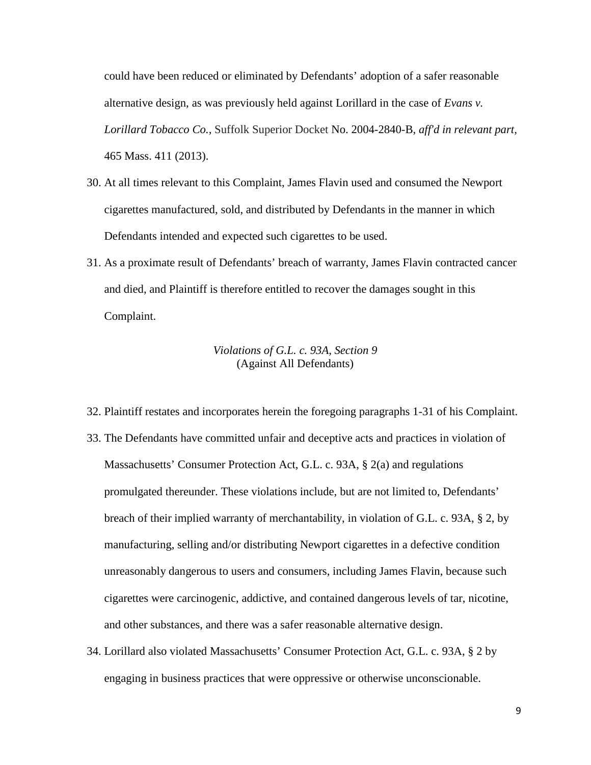could have been reduced or eliminated by Defendants' adoption of a safer reasonable alternative design, as was previously held against Lorillard in the case of *Evans v. Lorillard Tobacco Co.*, Suffolk Superior Docket No. 2004-2840-B, *aff'd in relevant part*, 465 Mass. 411 (2013).

30. At all times relevant to this Complaint, James Flavin used and consumed the Newport cigarettes manufactured, sold, and distributed by Defendants in the manner in which Defendants intended and expected such cigarettes to be used.

31. As a proximate result of Defendants' breach of warranty, James Flavin contracted cancer and died, and Plaintiff is therefore entitled to recover the damages sought in this Complaint.

*Violations of G.L. c. 93A, Section 9*
(Against All Defendants)

32. Plaintiff restates and incorporates herein the foregoing paragraphs 1-31 of his Complaint.

33. The Defendants have committed unfair and deceptive acts and practices in violation of Massachusetts' Consumer Protection Act, G.L. c. 93A, § 2(a) and regulations promulgated thereunder. These violations include, but are not limited to, Defendants' breach of their implied warranty of merchantability, in violation of G.L. c. 93A, § 2, by manufacturing, selling and/or distributing Newport cigarettes in a defective condition unreasonably dangerous to users and consumers, including James Flavin, because such cigarettes were carcinogenic, addictive, and contained dangerous levels of tar, nicotine, and other substances, and there was a safer reasonable alternative design.

34. Lorillard also violated Massachusetts' Consumer Protection Act, G.L. c. 93A, § 2 by engaging in business practices that were oppressive or otherwise unconscionable.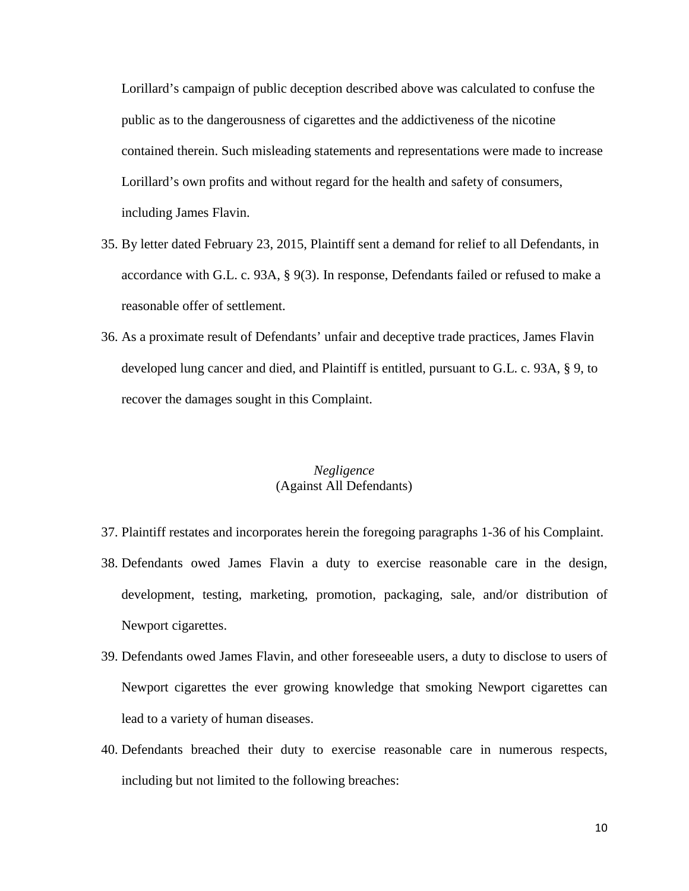Lorillard's campaign of public deception described above was calculated to confuse the public as to the dangerousness of cigarettes and the addictiveness of the nicotine contained therein. Such misleading statements and representations were made to increase Lorillard's own profits and without regard for the health and safety of consumers, including James Flavin.

35. By letter dated February 23, 2015, Plaintiff sent a demand for relief to all Defendants, in accordance with G.L. c. 93A, § 9(3). In response, Defendants failed or refused to make a reasonable offer of settlement.

36. As a proximate result of Defendants' unfair and deceptive trade practices, James Flavin developed lung cancer and died, and Plaintiff is entitled, pursuant to G.L. c. 93A, § 9, to recover the damages sought in this Complaint.

*Negligence*
(Against All Defendants)

37. Plaintiff restates and incorporates herein the foregoing paragraphs 1-36 of his Complaint.

38. Defendants owed James Flavin a duty to exercise reasonable care in the design, development, testing, marketing, promotion, packaging, sale, and/or distribution of Newport cigarettes.

39. Defendants owed James Flavin, and other foreseeable users, a duty to disclose to users of Newport cigarettes the ever growing knowledge that smoking Newport cigarettes can lead to a variety of human diseases.

40. Defendants breached their duty to exercise reasonable care in numerous respects, including but not limited to the following breaches: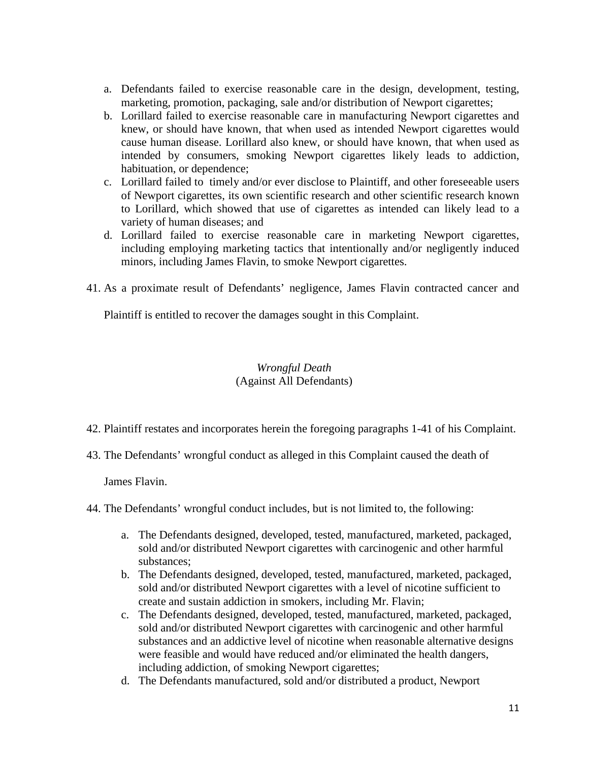a. Defendants failed to exercise reasonable care in the design, development, testing, marketing, promotion, packaging, sale and/or distribution of Newport cigarettes;
b. Lorillard failed to exercise reasonable care in manufacturing Newport cigarettes and knew, or should have known, that when used as intended Newport cigarettes would cause human disease. Lorillard also knew, or should have known, that when used as intended by consumers, smoking Newport cigarettes likely leads to addiction, habituation, or dependence;
c. Lorillard failed to timely and/or ever disclose to Plaintiff, and other foreseeable users of Newport cigarettes, its own scientific research and other scientific research known to Lorillard, which showed that use of cigarettes as intended can likely lead to a variety of human diseases; and
d. Lorillard failed to exercise reasonable care in marketing Newport cigarettes, including employing marketing tactics that intentionally and/or negligently induced minors, including James Flavin, to smoke Newport cigarettes.

41. As a proximate result of Defendants' negligence, James Flavin contracted cancer and Plaintiff is entitled to recover the damages sought in this Complaint.

### *Wrongful Death*
(Against All Defendants)

42. Plaintiff restates and incorporates herein the foregoing paragraphs 1-41 of his Complaint.

43. The Defendants' wrongful conduct as alleged in this Complaint caused the death of James Flavin.

44. The Defendants' wrongful conduct includes, but is not limited to, the following:

    a. The Defendants designed, developed, tested, manufactured, marketed, packaged, sold and/or distributed Newport cigarettes with carcinogenic and other harmful substances;
    b. The Defendants designed, developed, tested, manufactured, marketed, packaged, sold and/or distributed Newport cigarettes with a level of nicotine sufficient to create and sustain addiction in smokers, including Mr. Flavin;
    c. The Defendants designed, developed, tested, manufactured, marketed, packaged, sold and/or distributed Newport cigarettes with carcinogenic and other harmful substances and an addictive level of nicotine when reasonable alternative designs were feasible and would have reduced and/or eliminated the health dangers, including addiction, of smoking Newport cigarettes;
    d. The Defendants manufactured, sold and/or distributed a product, Newport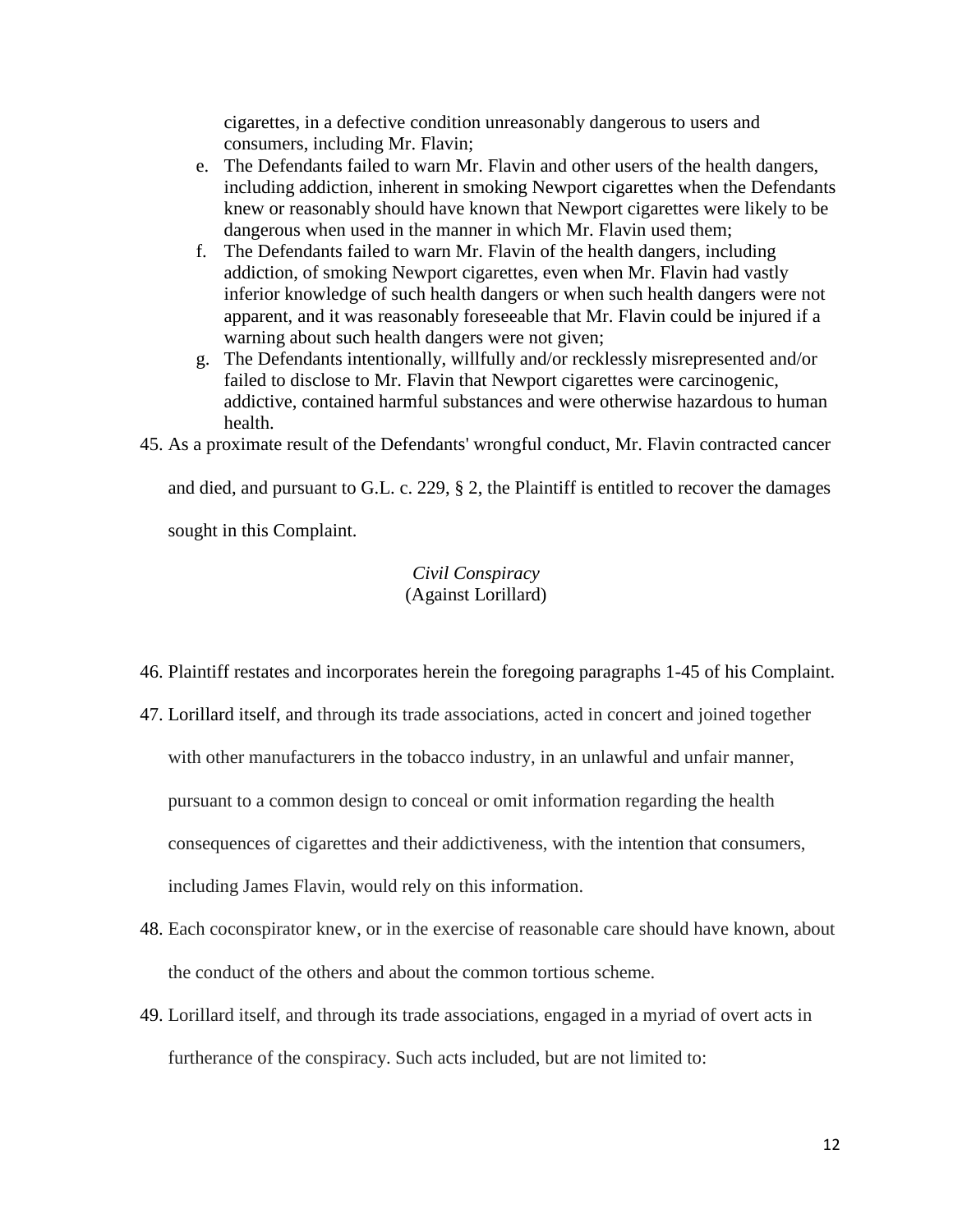cigarettes, in a defective condition unreasonably dangerous to users and consumers, including Mr. Flavin;

e. The Defendants failed to warn Mr. Flavin and other users of the health dangers, including addiction, inherent in smoking Newport cigarettes when the Defendants knew or reasonably should have known that Newport cigarettes were likely to be dangerous when used in the manner in which Mr. Flavin used them;
f. The Defendants failed to warn Mr. Flavin of the health dangers, including addiction, of smoking Newport cigarettes, even when Mr. Flavin had vastly inferior knowledge of such health dangers or when such health dangers were not apparent, and it was reasonably foreseeable that Mr. Flavin could be injured if a warning about such health dangers were not given;
g. The Defendants intentionally, willfully and/or recklessly misrepresented and/or failed to disclose to Mr. Flavin that Newport cigarettes were carcinogenic, addictive, contained harmful substances and were otherwise hazardous to human health.

45. As a proximate result of the Defendants' wrongful conduct, Mr. Flavin contracted cancer and died, and pursuant to G.L. c. 229, § 2, the Plaintiff is entitled to recover the damages sought in this Complaint.

*Civil Conspiracy*
(Against Lorillard)

46. Plaintiff restates and incorporates herein the foregoing paragraphs 1-45 of his Complaint.
47. Lorillard itself, and through its trade associations, acted in concert and joined together with other manufacturers in the tobacco industry, in an unlawful and unfair manner, pursuant to a common design to conceal or omit information regarding the health consequences of cigarettes and their addictiveness, with the intention that consumers, including James Flavin, would rely on this information.
48. Each coconspirator knew, or in the exercise of reasonable care should have known, about the conduct of the others and about the common tortious scheme.
49. Lorillard itself, and through its trade associations, engaged in a myriad of overt acts in furtherance of the conspiracy. Such acts included, but are not limited to: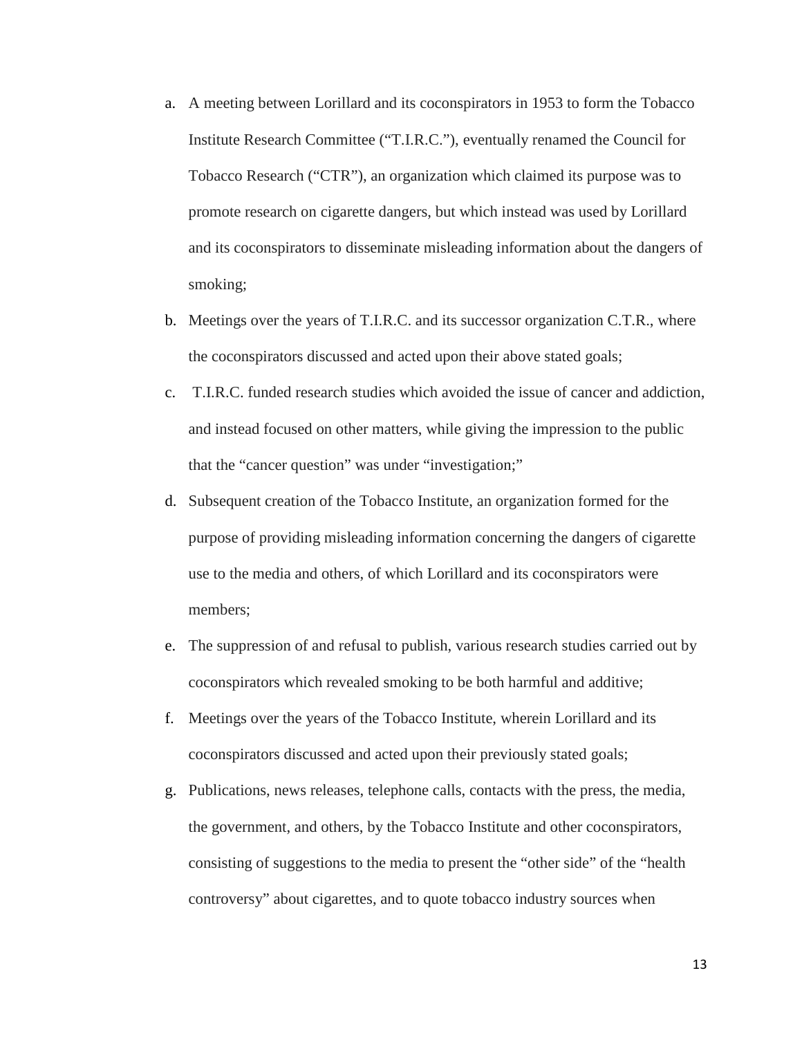a. A meeting between Lorillard and its coconspirators in 1953 to form the Tobacco Institute Research Committee ("T.I.R.C."), eventually renamed the Council for Tobacco Research ("CTR"), an organization which claimed its purpose was to promote research on cigarette dangers, but which instead was used by Lorillard and its coconspirators to disseminate misleading information about the dangers of smoking;

b. Meetings over the years of T.I.R.C. and its successor organization C.T.R., where the coconspirators discussed and acted upon their above stated goals;

c. T.I.R.C. funded research studies which avoided the issue of cancer and addiction, and instead focused on other matters, while giving the impression to the public that the "cancer question" was under "investigation;"

d. Subsequent creation of the Tobacco Institute, an organization formed for the purpose of providing misleading information concerning the dangers of cigarette use to the media and others, of which Lorillard and its coconspirators were members;

e. The suppression of and refusal to publish, various research studies carried out by coconspirators which revealed smoking to be both harmful and additive;

f. Meetings over the years of the Tobacco Institute, wherein Lorillard and its coconspirators discussed and acted upon their previously stated goals;

g. Publications, news releases, telephone calls, contacts with the press, the media, the government, and others, by the Tobacco Institute and other coconspirators, consisting of suggestions to the media to present the "other side" of the "health controversy" about cigarettes, and to quote tobacco industry sources when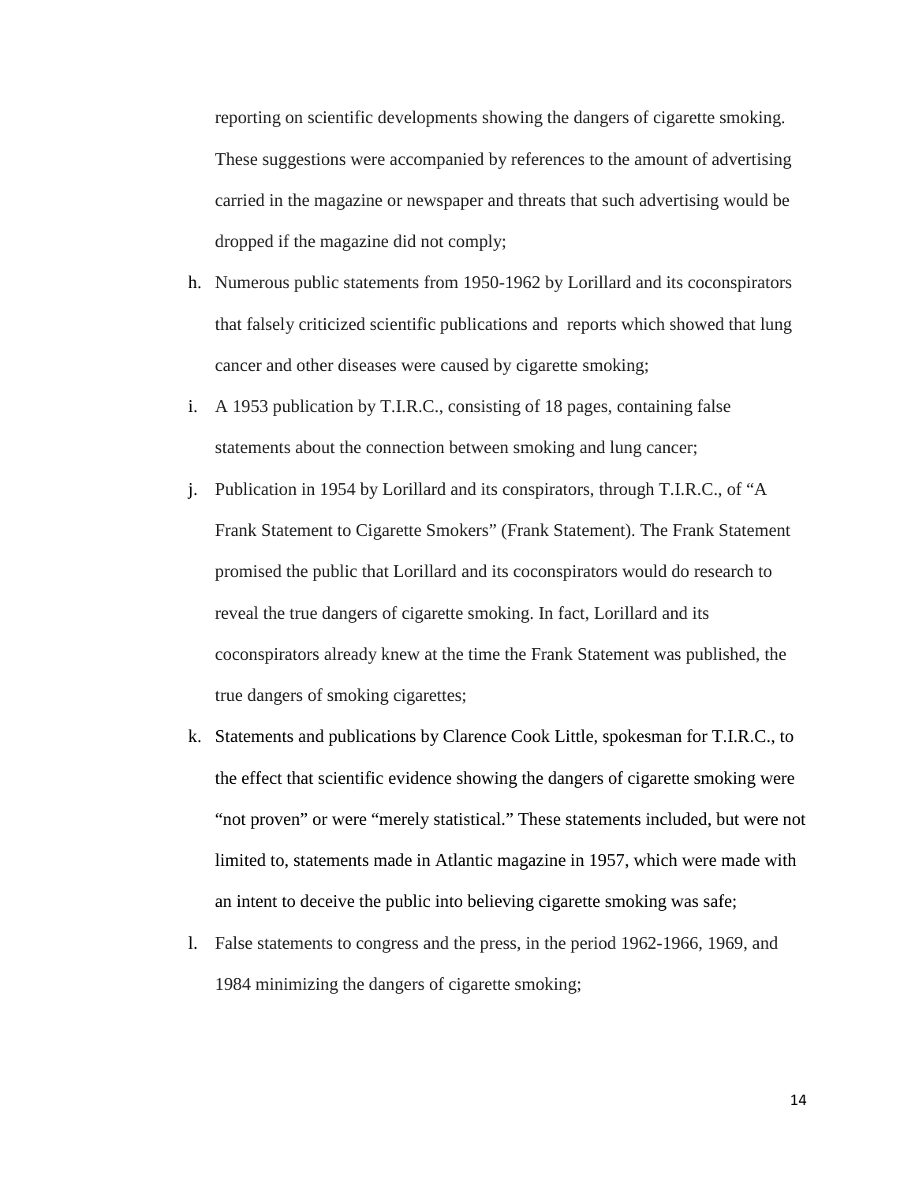reporting on scientific developments showing the dangers of cigarette smoking. These suggestions were accompanied by references to the amount of advertising carried in the magazine or newspaper and threats that such advertising would be dropped if the magazine did not comply;

h. Numerous public statements from 1950-1962 by Lorillard and its coconspirators that falsely criticized scientific publications and reports which showed that lung cancer and other diseases were caused by cigarette smoking;

i. A 1953 publication by T.I.R.C., consisting of 18 pages, containing false statements about the connection between smoking and lung cancer;

j. Publication in 1954 by Lorillard and its conspirators, through T.I.R.C., of "A Frank Statement to Cigarette Smokers" (Frank Statement). The Frank Statement promised the public that Lorillard and its coconspirators would do research to reveal the true dangers of cigarette smoking. In fact, Lorillard and its coconspirators already knew at the time the Frank Statement was published, the true dangers of smoking cigarettes;

k. Statements and publications by Clarence Cook Little, spokesman for T.I.R.C., to the effect that scientific evidence showing the dangers of cigarette smoking were "not proven" or were "merely statistical." These statements included, but were not limited to, statements made in Atlantic magazine in 1957, which were made with an intent to deceive the public into believing cigarette smoking was safe;

l. False statements to congress and the press, in the period 1962-1966, 1969, and 1984 minimizing the dangers of cigarette smoking;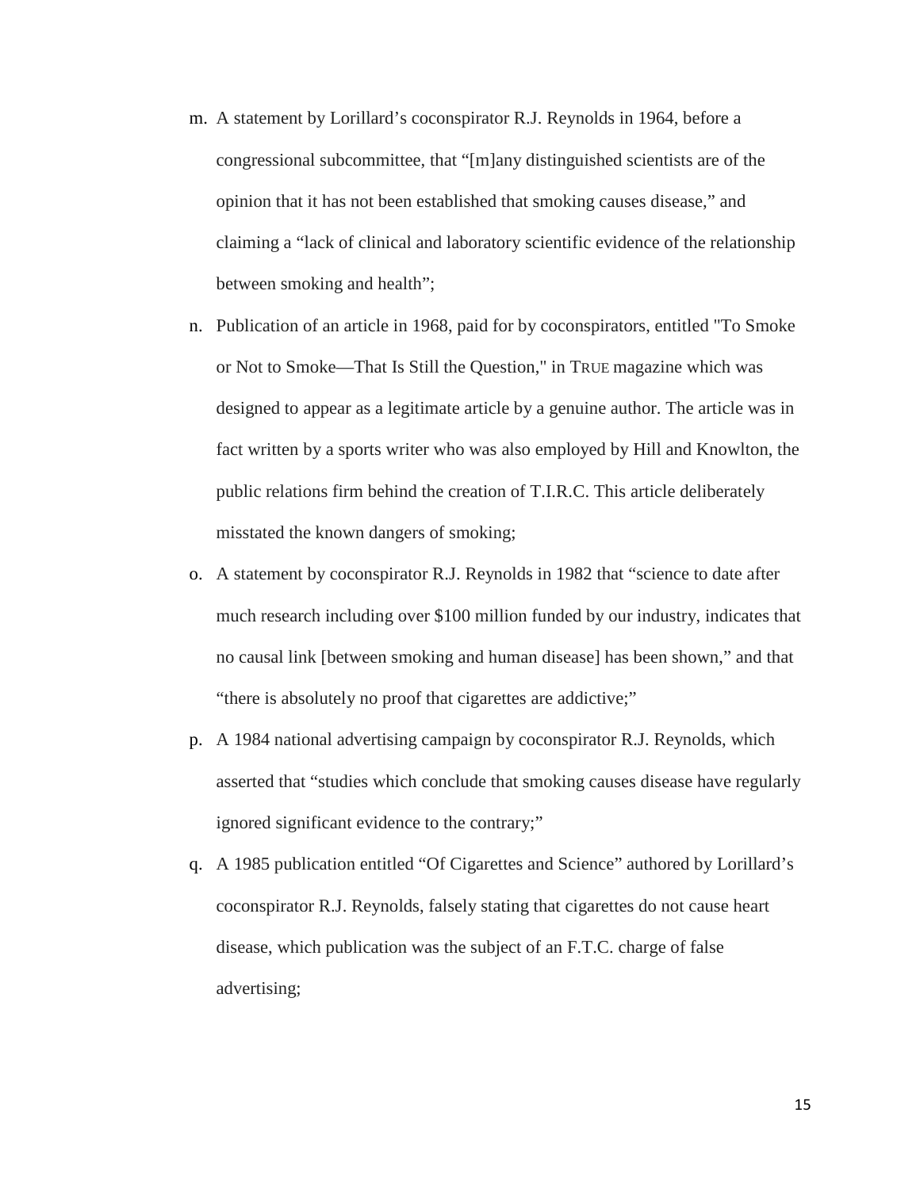m. A statement by Lorillard's coconspirator R.J. Reynolds in 1964, before a congressional subcommittee, that "[m]any distinguished scientists are of the opinion that it has not been established that smoking causes disease," and claiming a "lack of clinical and laboratory scientific evidence of the relationship between smoking and health";

n. Publication of an article in 1968, paid for by coconspirators, entitled "To Smoke or Not to Smoke—That Is Still the Question," in TRUE magazine which was designed to appear as a legitimate article by a genuine author. The article was in fact written by a sports writer who was also employed by Hill and Knowlton, the public relations firm behind the creation of T.I.R.C. This article deliberately misstated the known dangers of smoking;

o. A statement by coconspirator R.J. Reynolds in 1982 that "science to date after much research including over $100 million funded by our industry, indicates that no causal link [between smoking and human disease] has been shown," and that "there is absolutely no proof that cigarettes are addictive;"

p. A 1984 national advertising campaign by coconspirator R.J. Reynolds, which asserted that "studies which conclude that smoking causes disease have regularly ignored significant evidence to the contrary;"

q. A 1985 publication entitled "Of Cigarettes and Science" authored by Lorillard's coconspirator R.J. Reynolds, falsely stating that cigarettes do not cause heart disease, which publication was the subject of an F.T.C. charge of false advertising;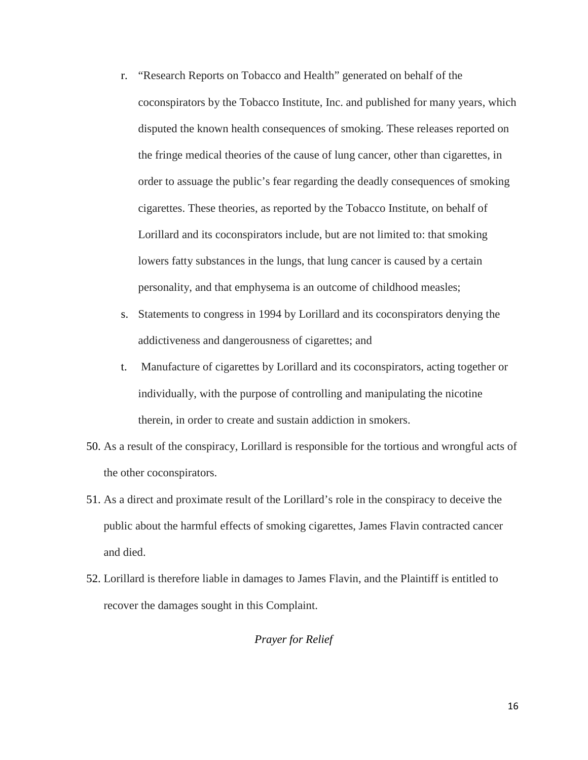r. "Research Reports on Tobacco and Health" generated on behalf of the coconspirators by the Tobacco Institute, Inc. and published for many years, which disputed the known health consequences of smoking. These releases reported on the fringe medical theories of the cause of lung cancer, other than cigarettes, in order to assuage the public's fear regarding the deadly consequences of smoking cigarettes. These theories, as reported by the Tobacco Institute, on behalf of Lorillard and its coconspirators include, but are not limited to: that smoking lowers fatty substances in the lungs, that lung cancer is caused by a certain personality, and that emphysema is an outcome of childhood measles;

s. Statements to congress in 1994 by Lorillard and its coconspirators denying the addictiveness and dangerousness of cigarettes; and

t. Manufacture of cigarettes by Lorillard and its coconspirators, acting together or individually, with the purpose of controlling and manipulating the nicotine therein, in order to create and sustain addiction in smokers.

50. As a result of the conspiracy, Lorillard is responsible for the tortious and wrongful acts of the other coconspirators.

51. As a direct and proximate result of the Lorillard's role in the conspiracy to deceive the public about the harmful effects of smoking cigarettes, James Flavin contracted cancer and died.

52. Lorillard is therefore liable in damages to James Flavin, and the Plaintiff is entitled to recover the damages sought in this Complaint.

*Prayer for Relief*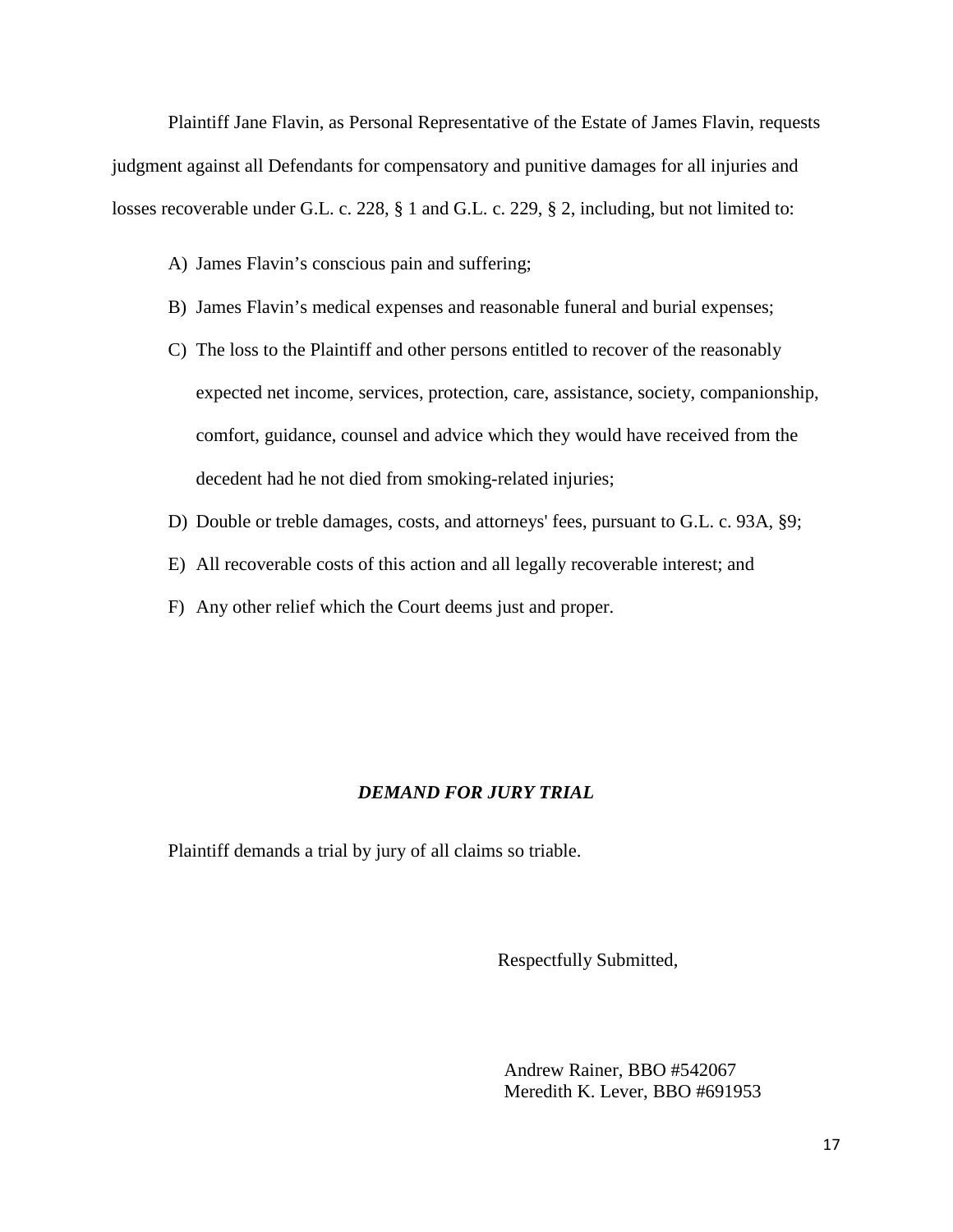Plaintiff Jane Flavin, as Personal Representative of the Estate of James Flavin, requests judgment against all Defendants for compensatory and punitive damages for all injuries and losses recoverable under G.L. c. 228, § 1 and G.L. c. 229, § 2, including, but not limited to:

A) James Flavin's conscious pain and suffering;

B) James Flavin's medical expenses and reasonable funeral and burial expenses;

C) The loss to the Plaintiff and other persons entitled to recover of the reasonably expected net income, services, protection, care, assistance, society, companionship, comfort, guidance, counsel and advice which they would have received from the decedent had he not died from smoking-related injuries;

D) Double or treble damages, costs, and attorneys' fees, pursuant to G.L. c. 93A, §9;

E) All recoverable costs of this action and all legally recoverable interest; and

F) Any other relief which the Court deems just and proper.

***DEMAND FOR JURY TRIAL***

Plaintiff demands a trial by jury of all claims so triable.

Respectfully Submitted,

Andrew Rainer, BBO #542067
Meredith K. Lever, BBO #691953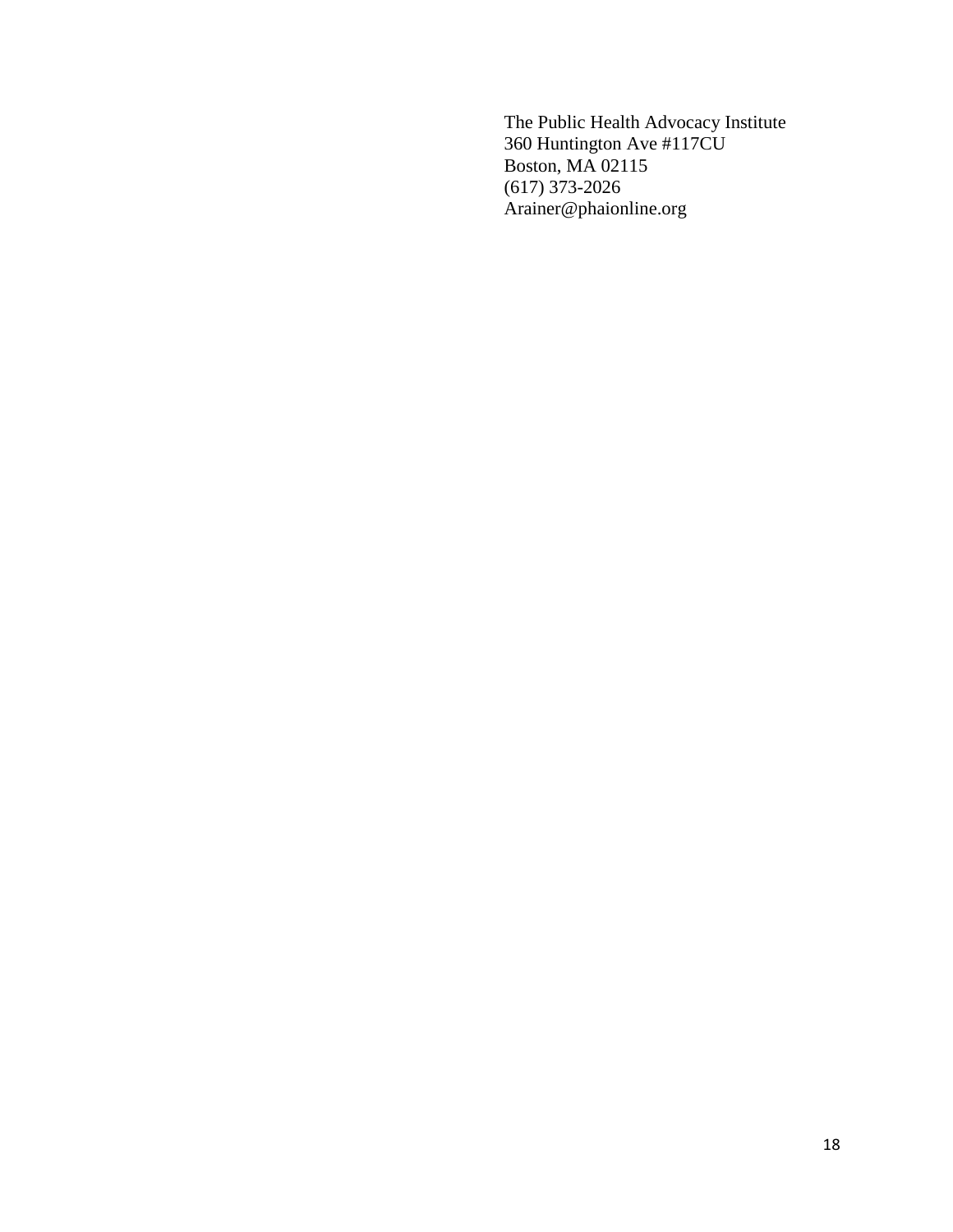The Public Health Advocacy Institute
360 Huntington Ave #117CU
Boston, MA 02115
(617) 373-2026
Arainer@phaionline.org